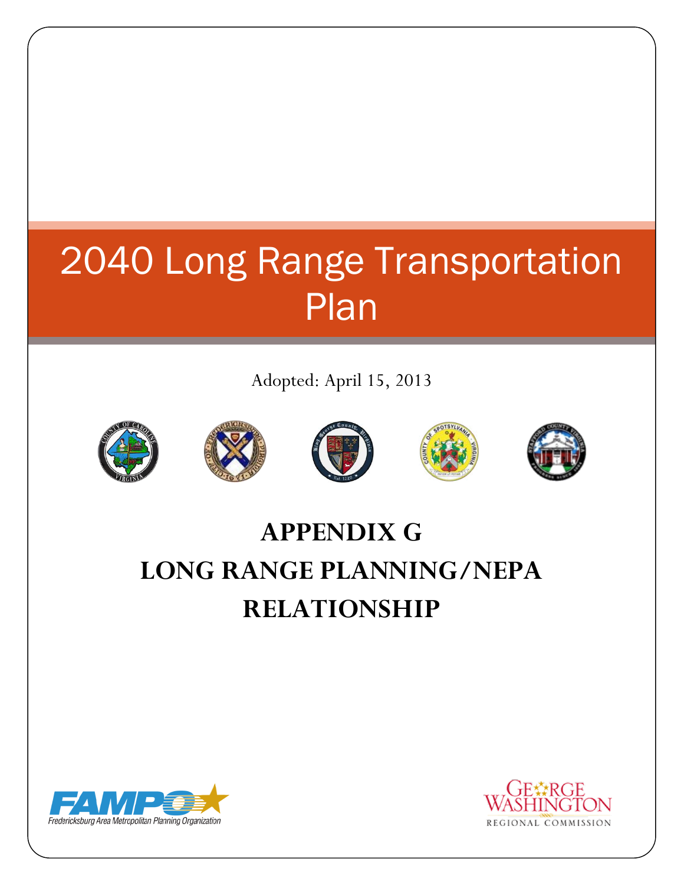# 2040 Long Range Transportation Plan

Adopted: April 15, 2013

## APPENDIX G
## LONG RANGE PLANNING/NEPA RELATIONSHIP

FAMPO
Fredericksburg Area Metropolitan Planning Organization

GEORGE WASHINGTON
REGIONAL COMMISSION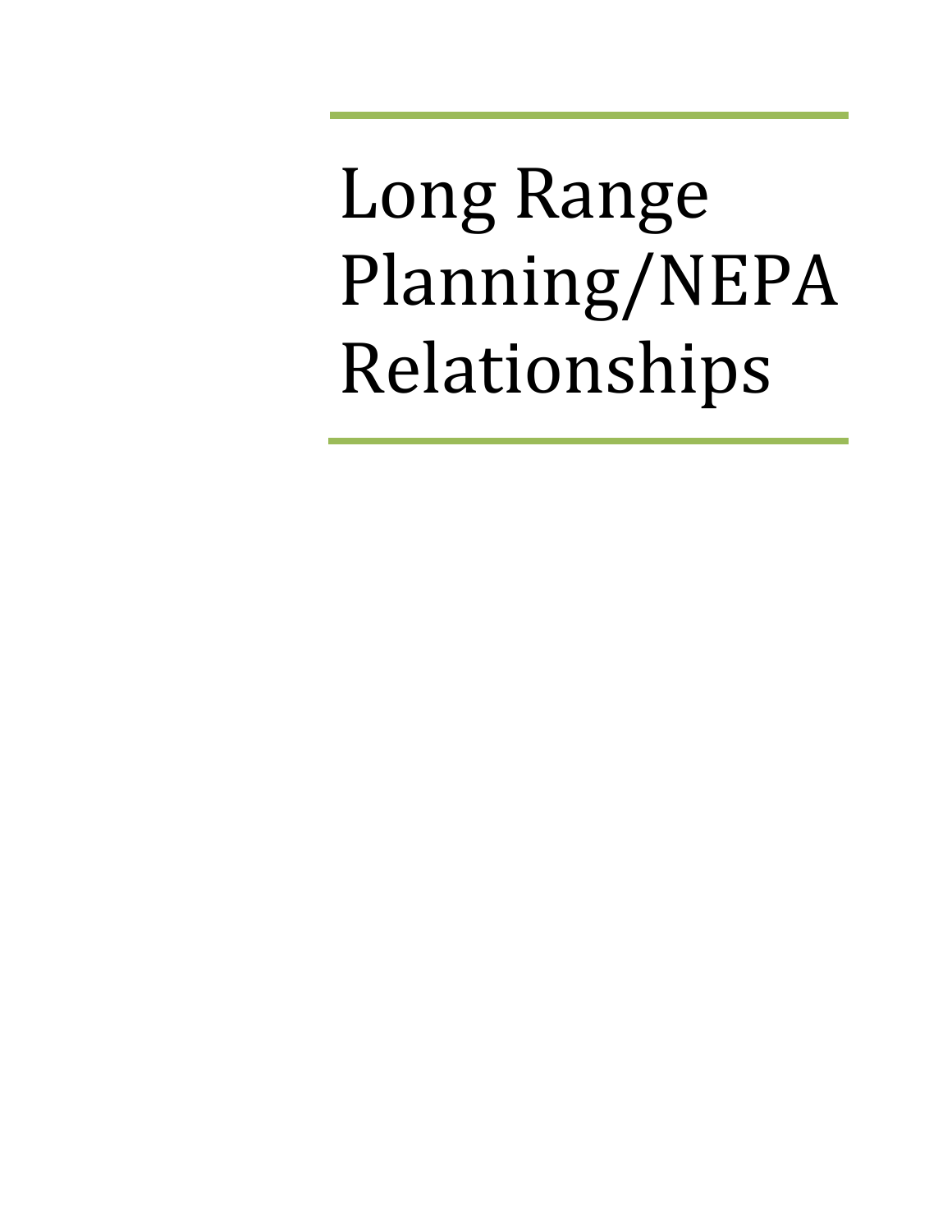# Long Range Planning/NEPA Relationships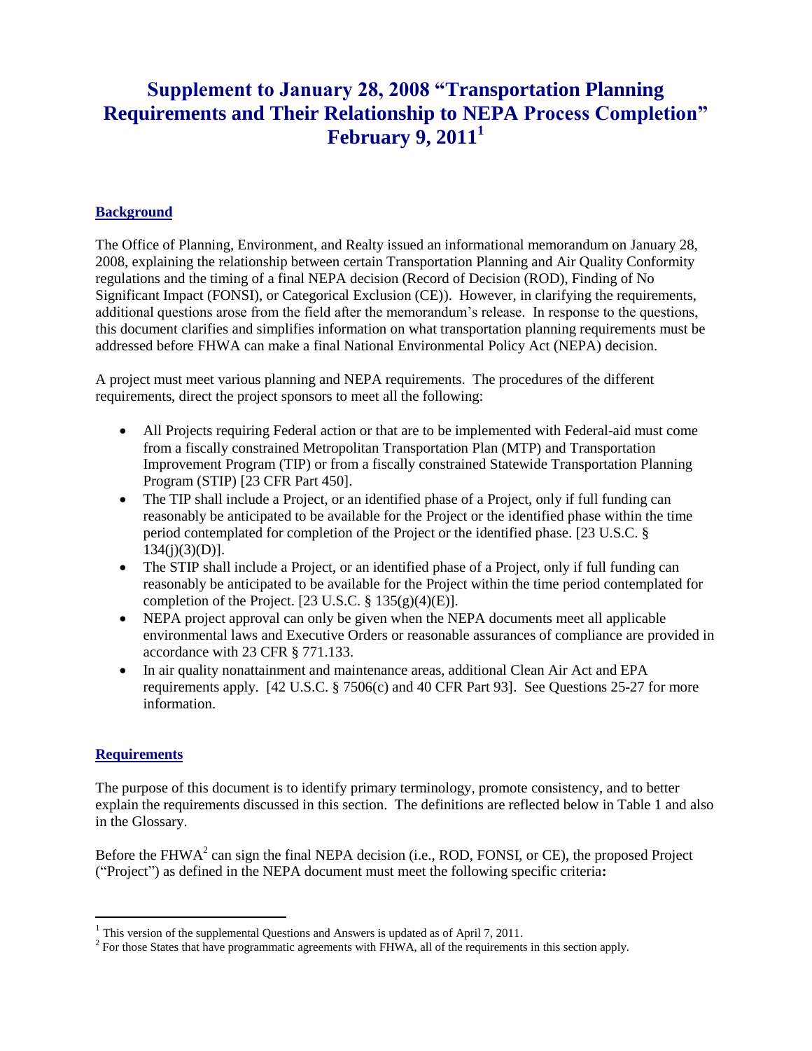# Supplement to January 28, 2008 "Transportation Planning Requirements and Their Relationship to NEPA Process Completion" February 9, 2011[1]

## Background

The Office of Planning, Environment, and Realty issued an informational memorandum on January 28, 2008, explaining the relationship between certain Transportation Planning and Air Quality Conformity regulations and the timing of a final NEPA decision (Record of Decision (ROD), Finding of No Significant Impact (FONSI), or Categorical Exclusion (CE)). However, in clarifying the requirements, additional questions arose from the field after the memorandum's release. In response to the questions, this document clarifies and simplifies information on what transportation planning requirements must be addressed before FHWA can make a final National Environmental Policy Act (NEPA) decision.

A project must meet various planning and NEPA requirements. The procedures of the different requirements, direct the project sponsors to meet all the following:

- All Projects requiring Federal action or that are to be implemented with Federal-aid must come from a fiscally constrained Metropolitan Transportation Plan (MTP) and Transportation Improvement Program (TIP) or from a fiscally constrained Statewide Transportation Planning Program (STIP) [23 CFR Part 450].
- The TIP shall include a Project, or an identified phase of a Project, only if full funding can reasonably be anticipated to be available for the Project or the identified phase within the time period contemplated for completion of the Project or the identified phase. [23 U.S.C. § 134(j)(3)(D)].
- The STIP shall include a Project, or an identified phase of a Project, only if full funding can reasonably be anticipated to be available for the Project within the time period contemplated for completion of the Project. [23 U.S.C. § 135(g)(4)(E)].
- NEPA project approval can only be given when the NEPA documents meet all applicable environmental laws and Executive Orders or reasonable assurances of compliance are provided in accordance with 23 CFR § 771.133.
- In air quality nonattainment and maintenance areas, additional Clean Air Act and EPA requirements apply. [42 U.S.C. § 7506(c) and 40 CFR Part 93]. See Questions 25-27 for more information.

## Requirements

The purpose of this document is to identify primary terminology, promote consistency, and to better explain the requirements discussed in this section. The definitions are reflected below in Table 1 and also in the Glossary.

Before the FHWA[2] can sign the final NEPA decision (i.e., ROD, FONSI, or CE), the proposed Project ("Project") as defined in the NEPA document must meet the following specific criteria**:**

[1] This version of the supplemental Questions and Answers is updated as of April 7, 2011.

[2] For those States that have programmatic agreements with FHWA, all of the requirements in this section apply.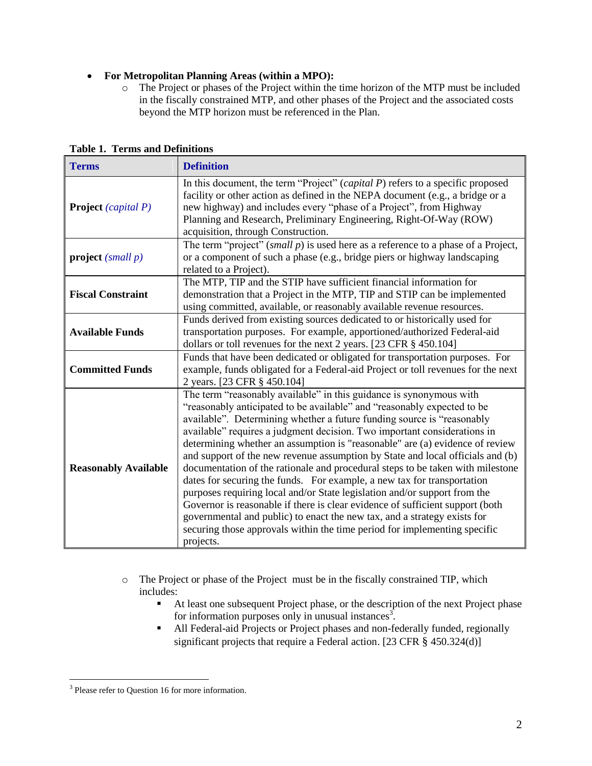- **For Metropolitan Planning Areas (within a MPO):**
  - The Project or phases of the Project within the time horizon of the MTP must be included in the fiscally constrained MTP, and other phases of the Project and the associated costs beyond the MTP horizon must be referenced in the Plan.

**Table 1. Terms and Definitions**

| Terms | Definition |
| --- | --- |
| **Project** *(capital P)* | In this document, the term "Project" (*capital P*) refers to a specific proposed facility or other action as defined in the NEPA document (e.g., a bridge or a new highway) and includes every "phase of a Project", from Highway Planning and Research, Preliminary Engineering, Right-Of-Way (ROW) acquisition, through Construction. |
| **project** *(small p)* | The term "project" (*small p*) is used here as a reference to a phase of a Project, or a component of such a phase (e.g., bridge piers or highway landscaping related to a Project). |
| **Fiscal Constraint** | The MTP, TIP and the STIP have sufficient financial information for demonstration that a Project in the MTP, TIP and STIP can be implemented using committed, available, or reasonably available revenue resources. |
| **Available Funds** | Funds derived from existing sources dedicated to or historically used for transportation purposes. For example, apportioned/authorized Federal-aid dollars or toll revenues for the next 2 years. [23 CFR § 450.104] |
| **Committed Funds** | Funds that have been dedicated or obligated for transportation purposes. For example, funds obligated for a Federal-aid Project or toll revenues for the next 2 years. [23 CFR § 450.104] |
| **Reasonably Available** | The term "reasonably available" in this guidance is synonymous with "reasonably anticipated to be available" and "reasonably expected to be available". Determining whether a future funding source is "reasonably available" requires a judgment decision. Two important considerations in determining whether an assumption is "reasonable" are (a) evidence of review and support of the new revenue assumption by State and local officials and (b) documentation of the rationale and procedural steps to be taken with milestone dates for securing the funds. For example, a new tax for transportation purposes requiring local and/or State legislation and/or support from the Governor is reasonable if there is clear evidence of sufficient support (both governmental and public) to enact the new tax, and a strategy exists for securing those approvals within the time period for implementing specific projects. |

  - The Project or phase of the Project must be in the fiscally constrained TIP, which includes:
    - At least one subsequent Project phase, or the description of the next Project phase for information purposes only in unusual instances[3].
    - All Federal-aid Projects or Project phases and non-federally funded, regionally significant projects that require a Federal action. [23 CFR § 450.324(d)]

[3] Please refer to Question 16 for more information.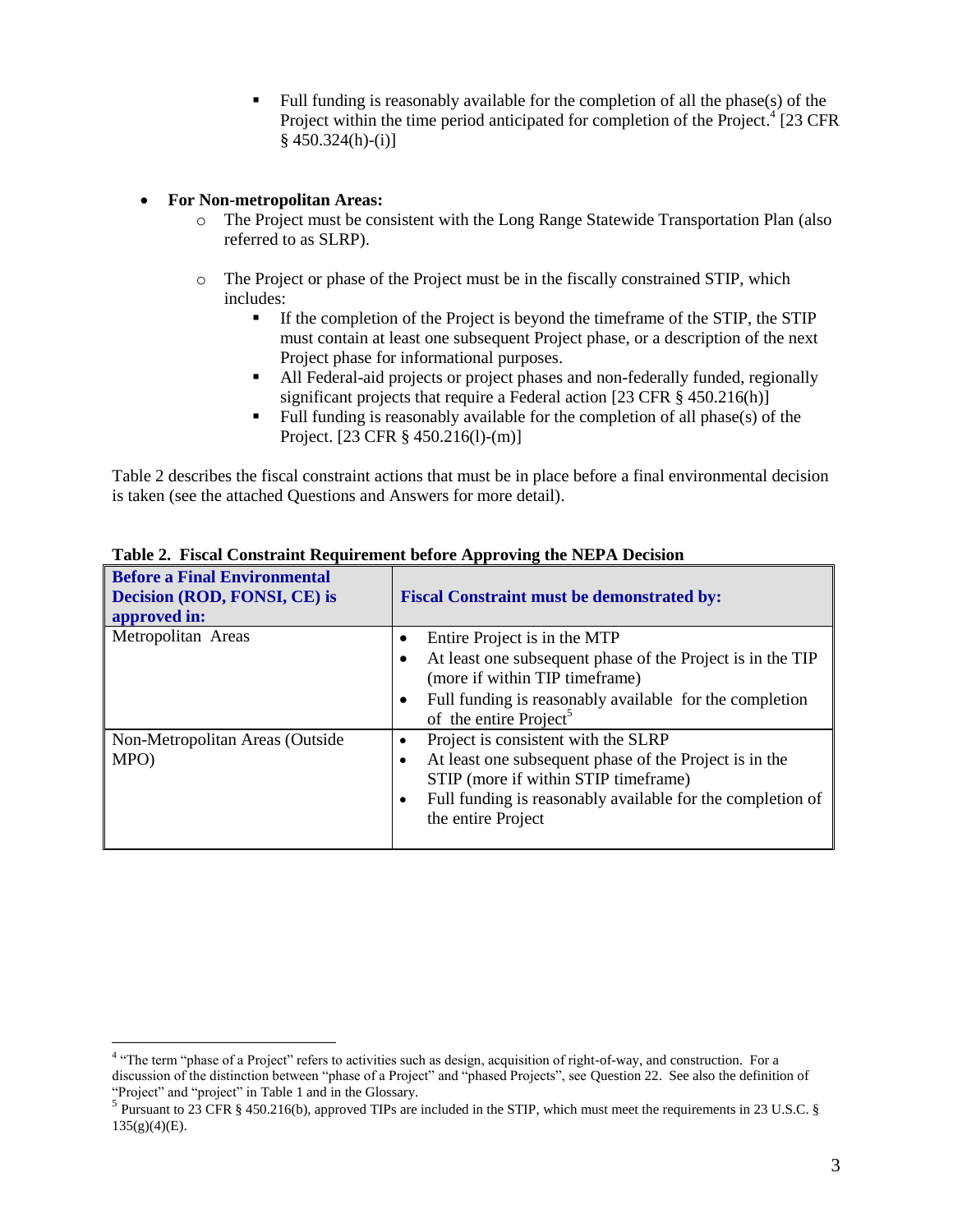- Full funding is reasonably available for the completion of all the phase(s) of the Project within the time period anticipated for completion of the Project.[4] [23 CFR § 450.324(h)-(i)]

- **For Non-metropolitan Areas:**
  - The Project must be consistent with the Long Range Statewide Transportation Plan (also referred to as SLRP).
  - The Project or phase of the Project must be in the fiscally constrained STIP, which includes:
    - If the completion of the Project is beyond the timeframe of the STIP, the STIP must contain at least one subsequent Project phase, or a description of the next Project phase for informational purposes.
    - All Federal-aid projects or project phases and non-federally funded, regionally significant projects that require a Federal action [23 CFR § 450.216(h)]
    - Full funding is reasonably available for the completion of all phase(s) of the Project. [23 CFR § 450.216(l)-(m)]

Table 2 describes the fiscal constraint actions that must be in place before a final environmental decision is taken (see the attached Questions and Answers for more detail).

**Table 2. Fiscal Constraint Requirement before Approving the NEPA Decision**

| Before a Final Environmental Decision (ROD, FONSI, CE) is approved in: | Fiscal Constraint must be demonstrated by: |
|---|---|
| Metropolitan Areas | • Entire Project is in the MTP<br>• At least one subsequent phase of the Project is in the TIP (more if within TIP timeframe)<br>• Full funding is reasonably available for the completion of the entire Project[5] |
| Non-Metropolitan Areas (Outside MPO) | • Project is consistent with the SLRP<br>• At least one subsequent phase of the Project is in the STIP (more if within STIP timeframe)<br>• Full funding is reasonably available for the completion of the entire Project |

---

[4] "The term "phase of a Project" refers to activities such as design, acquisition of right-of-way, and construction. For a discussion of the distinction between "phase of a Project" and "phased Projects", see Question 22. See also the definition of "Project" and "project" in Table 1 and in the Glossary.

[5] Pursuant to 23 CFR § 450.216(b), approved TIPs are included in the STIP, which must meet the requirements in 23 U.S.C. § 135(g)(4)(E).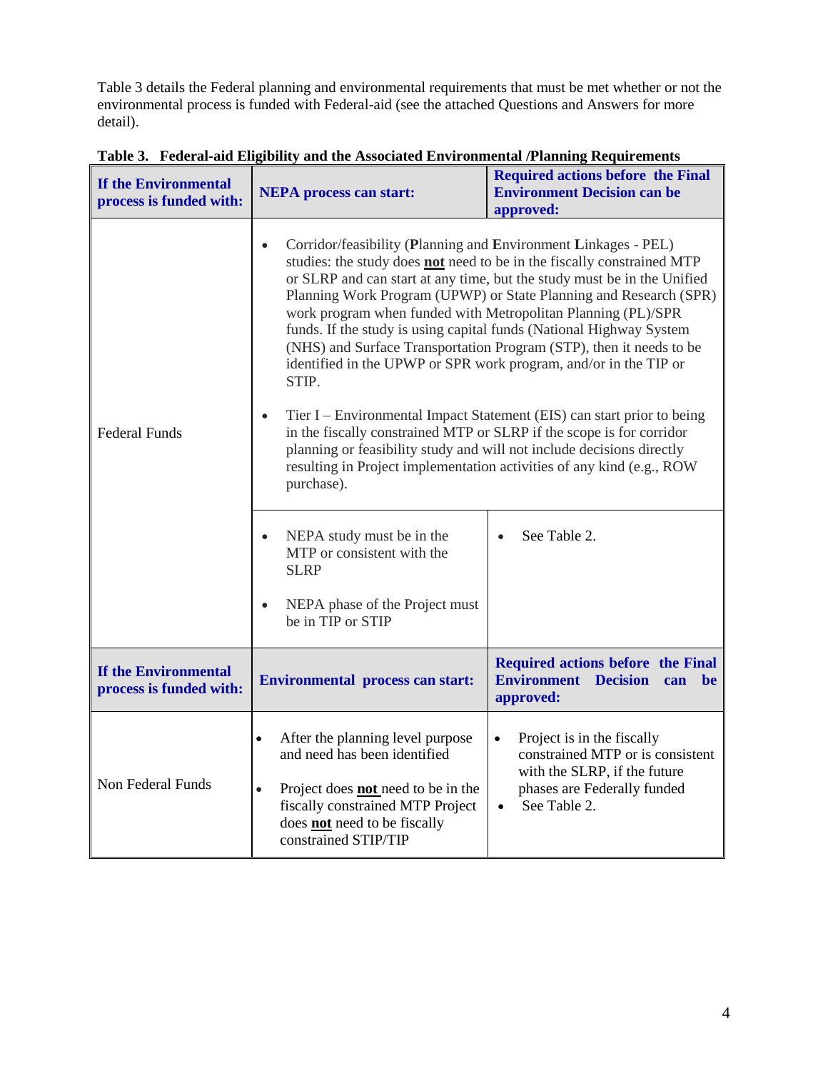Table 3 details the Federal planning and environmental requirements that must be met whether or not the environmental process is funded with Federal-aid (see the attached Questions and Answers for more detail).

**Table 3. Federal-aid Eligibility and the Associated Environmental /Planning Requirements**

| If the Environmental process is funded with: | NEPA process can start: | Required actions before the Final Environment Decision can be approved: |
|---|---|---|
| Federal Funds | • Corridor/feasibility (**P**lanning and **E**nvironment **L**inkages - PEL) studies: the study does **not** need to be in the fiscally constrained MTP or SLRP and can start at any time, but the study must be in the Unified Planning Work Program (UPWP) or State Planning and Research (SPR) work program when funded with Metropolitan Planning (PL)/SPR funds. If the study is using capital funds (National Highway System (NHS) and Surface Transportation Program (STP), then it needs to be identified in the UPWP or SPR work program, and/or in the TIP or STIP.<br><br>• Tier I – Environmental Impact Statement (EIS) can start prior to being in the fiscally constrained MTP or SLRP if the scope is for corridor planning or feasibility study and will not include decisions directly resulting in Project implementation activities of any kind (e.g., ROW purchase). | |
| | • NEPA study must be in the MTP or consistent with the SLRP<br><br>• NEPA phase of the Project must be in TIP or STIP | • See Table 2. |
| **If the Environmental process is funded with:** | **Environmental process can start:** | **Required actions before the Final Environment Decision can be approved:** |
| Non Federal Funds | • After the planning level purpose and need has been identified<br><br>• Project does **not** need to be in the fiscally constrained MTP Project does **not** need to be fiscally constrained STIP/TIP | • Project is in the fiscally constrained MTP or is consistent with the SLRP, if the future phases are Federally funded<br>• See Table 2. |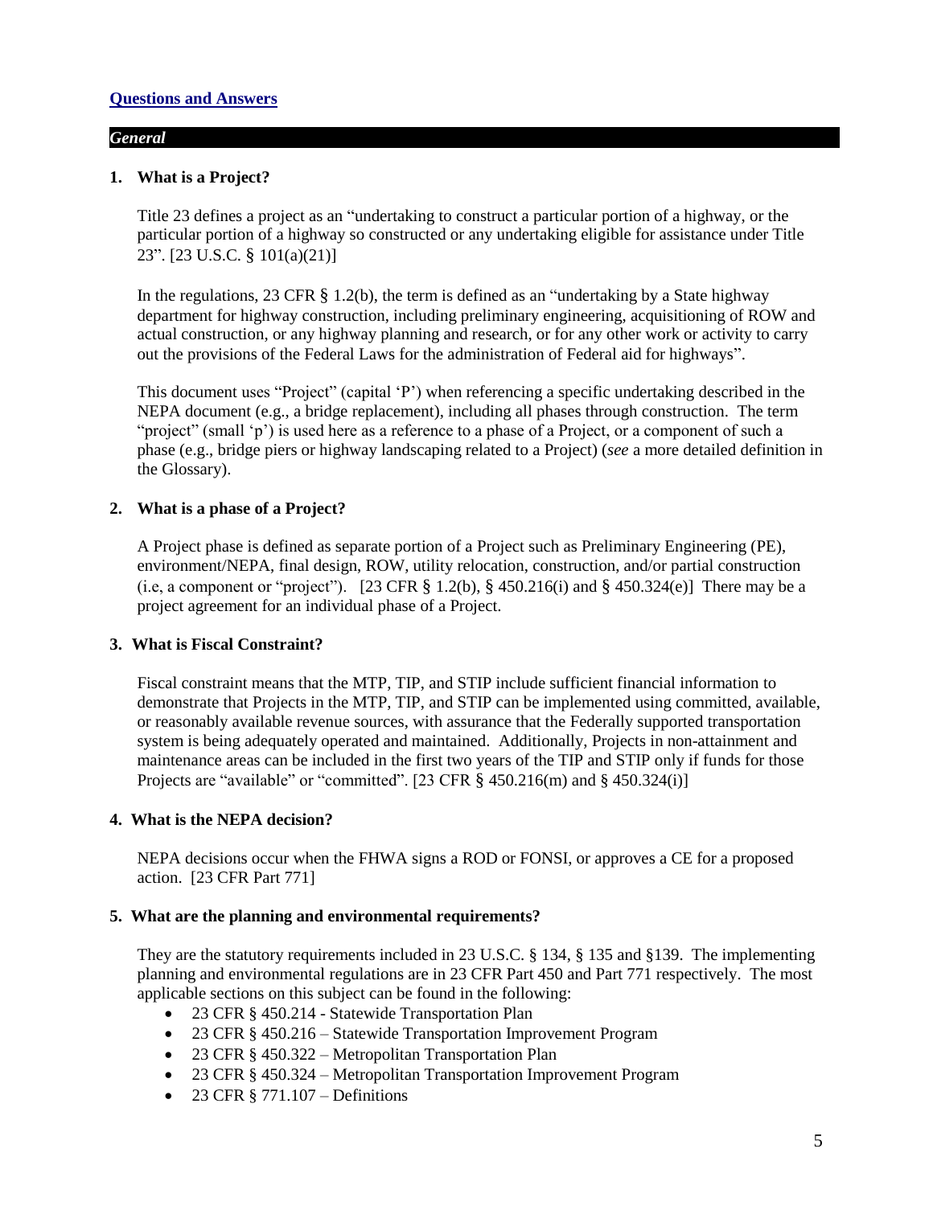## Questions and Answers

### *General*

**1. What is a Project?**

Title 23 defines a project as an "undertaking to construct a particular portion of a highway, or the particular portion of a highway so constructed or any undertaking eligible for assistance under Title 23". [23 U.S.C. § 101(a)(21)]

In the regulations, 23 CFR § 1.2(b), the term is defined as an "undertaking by a State highway department for highway construction, including preliminary engineering, acquisitioning of ROW and actual construction, or any highway planning and research, or for any other work or activity to carry out the provisions of the Federal Laws for the administration of Federal aid for highways".

This document uses "Project" (capital 'P') when referencing a specific undertaking described in the NEPA document (e.g., a bridge replacement), including all phases through construction. The term "project" (small 'p') is used here as a reference to a phase of a Project, or a component of such a phase (e.g., bridge piers or highway landscaping related to a Project) (*see* a more detailed definition in the Glossary).

**2. What is a phase of a Project?**

A Project phase is defined as separate portion of a Project such as Preliminary Engineering (PE), environment/NEPA, final design, ROW, utility relocation, construction, and/or partial construction (i.e, a component or "project"). [23 CFR § 1.2(b), § 450.216(i) and § 450.324(e)] There may be a project agreement for an individual phase of a Project.

**3. What is Fiscal Constraint?**

Fiscal constraint means that the MTP, TIP, and STIP include sufficient financial information to demonstrate that Projects in the MTP, TIP, and STIP can be implemented using committed, available, or reasonably available revenue sources, with assurance that the Federally supported transportation system is being adequately operated and maintained. Additionally, Projects in non-attainment and maintenance areas can be included in the first two years of the TIP and STIP only if funds for those Projects are "available" or "committed". [23 CFR § 450.216(m) and § 450.324(i)]

**4. What is the NEPA decision?**

NEPA decisions occur when the FHWA signs a ROD or FONSI, or approves a CE for a proposed action. [23 CFR Part 771]

**5. What are the planning and environmental requirements?**

They are the statutory requirements included in 23 U.S.C. § 134, § 135 and §139. The implementing planning and environmental regulations are in 23 CFR Part 450 and Part 771 respectively. The most applicable sections on this subject can be found in the following:

- 23 CFR § 450.214 - Statewide Transportation Plan
- 23 CFR § 450.216 – Statewide Transportation Improvement Program
- 23 CFR § 450.322 – Metropolitan Transportation Plan
- 23 CFR § 450.324 – Metropolitan Transportation Improvement Program
- 23 CFR § 771.107 – Definitions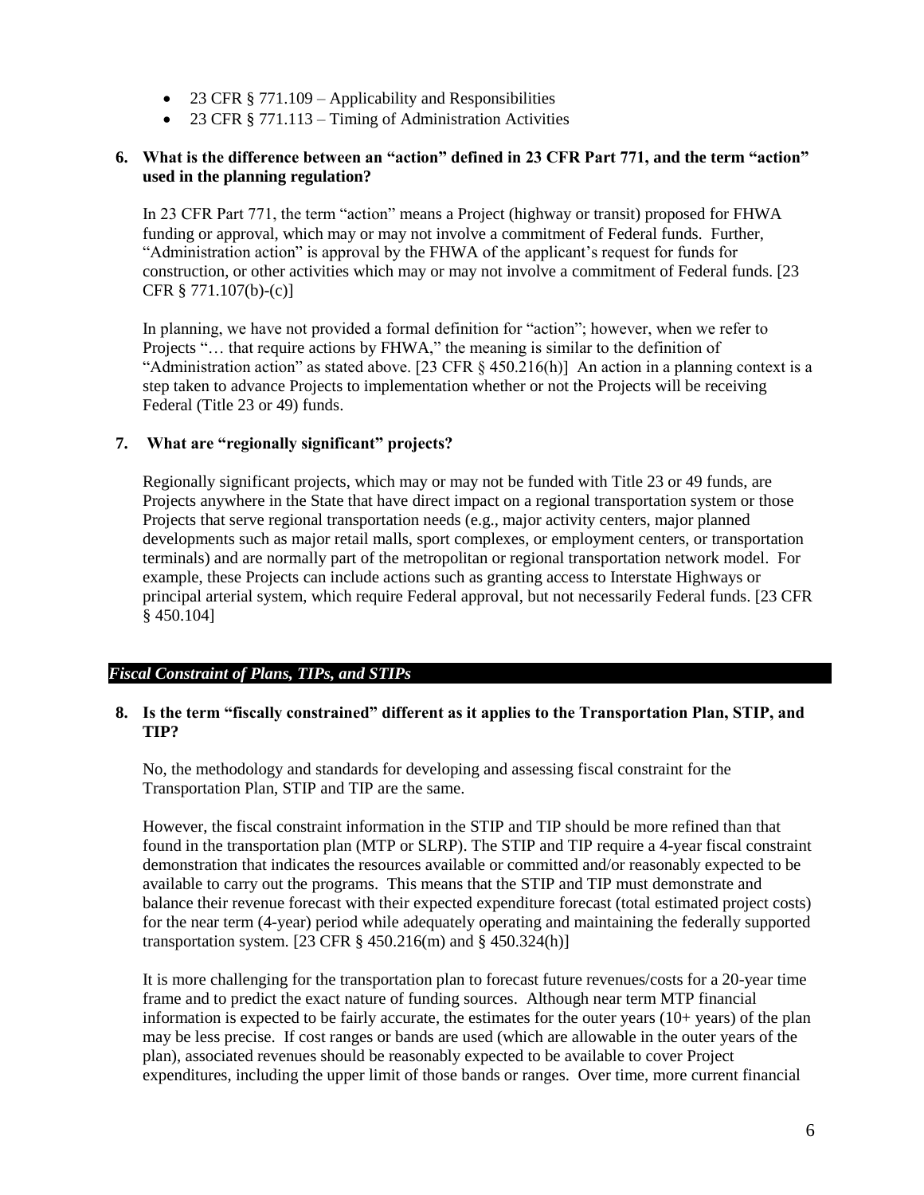- 23 CFR § 771.109 – Applicability and Responsibilities
- 23 CFR § 771.113 – Timing of Administration Activities

**6. What is the difference between an "action" defined in 23 CFR Part 771, and the term "action" used in the planning regulation?**

In 23 CFR Part 771, the term "action" means a Project (highway or transit) proposed for FHWA funding or approval, which may or may not involve a commitment of Federal funds. Further, "Administration action" is approval by the FHWA of the applicant's request for funds for construction, or other activities which may or may not involve a commitment of Federal funds. [23 CFR § 771.107(b)-(c)]

In planning, we have not provided a formal definition for "action"; however, when we refer to Projects "… that require actions by FHWA," the meaning is similar to the definition of "Administration action" as stated above. [23 CFR § 450.216(h)] An action in a planning context is a step taken to advance Projects to implementation whether or not the Projects will be receiving Federal (Title 23 or 49) funds.

**7. What are "regionally significant" projects?**

Regionally significant projects, which may or may not be funded with Title 23 or 49 funds, are Projects anywhere in the State that have direct impact on a regional transportation system or those Projects that serve regional transportation needs (e.g., major activity centers, major planned developments such as major retail malls, sport complexes, or employment centers, or transportation terminals) and are normally part of the metropolitan or regional transportation network model. For example, these Projects can include actions such as granting access to Interstate Highways or principal arterial system, which require Federal approval, but not necessarily Federal funds. [23 CFR § 450.104]

## *Fiscal Constraint of Plans, TIPs, and STIPs*

**8. Is the term "fiscally constrained" different as it applies to the Transportation Plan, STIP, and TIP?**

No, the methodology and standards for developing and assessing fiscal constraint for the Transportation Plan, STIP and TIP are the same.

However, the fiscal constraint information in the STIP and TIP should be more refined than that found in the transportation plan (MTP or SLRP). The STIP and TIP require a 4-year fiscal constraint demonstration that indicates the resources available or committed and/or reasonably expected to be available to carry out the programs. This means that the STIP and TIP must demonstrate and balance their revenue forecast with their expected expenditure forecast (total estimated project costs) for the near term (4-year) period while adequately operating and maintaining the federally supported transportation system. [23 CFR § 450.216(m) and § 450.324(h)]

It is more challenging for the transportation plan to forecast future revenues/costs for a 20-year time frame and to predict the exact nature of funding sources. Although near term MTP financial information is expected to be fairly accurate, the estimates for the outer years (10+ years) of the plan may be less precise. If cost ranges or bands are used (which are allowable in the outer years of the plan), associated revenues should be reasonably expected to be available to cover Project expenditures, including the upper limit of those bands or ranges. Over time, more current financial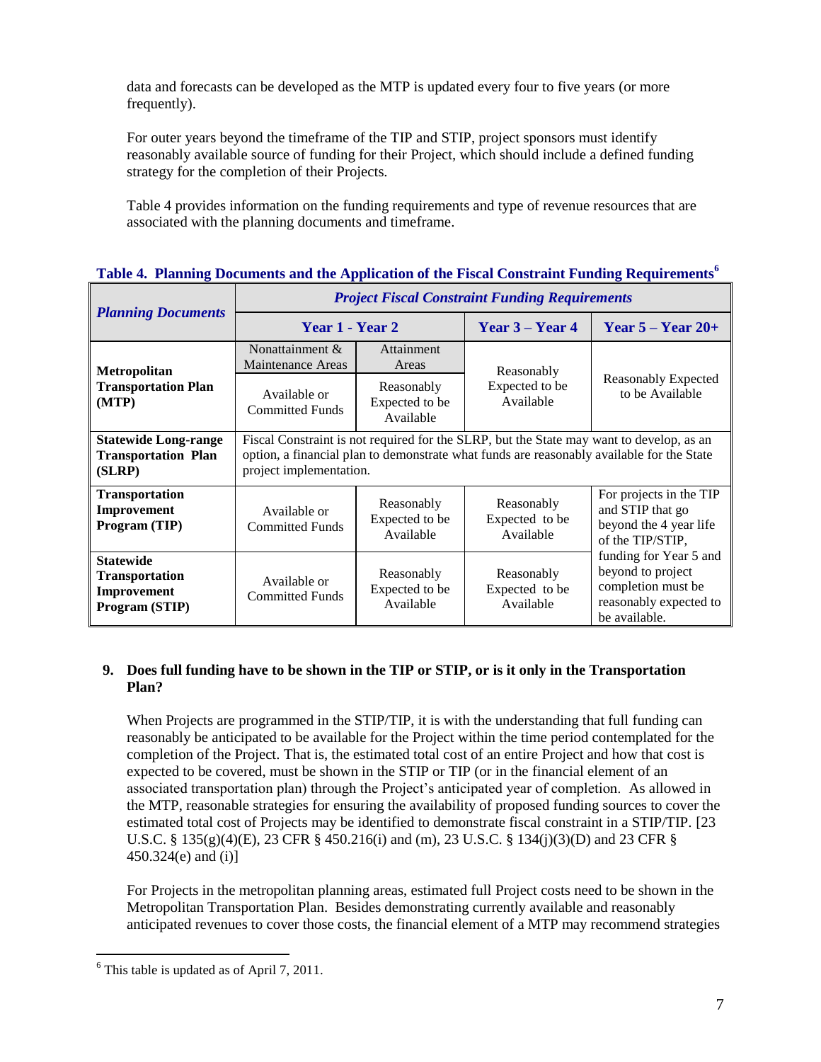data and forecasts can be developed as the MTP is updated every four to five years (or more frequently).

For outer years beyond the timeframe of the TIP and STIP, project sponsors must identify reasonably available source of funding for their Project, which should include a defined funding strategy for the completion of their Projects.

Table 4 provides information on the funding requirements and type of revenue resources that are associated with the planning documents and timeframe.

**Table 4. Planning Documents and the Application of the Fiscal Constraint Funding Requirements**[6]

| ***Planning Documents*** | ***Project Fiscal Constraint Funding Requirements*** | | | |
|---|---|---|---|---|
| | **Year 1 - Year 2** | | **Year 3 – Year 4** | **Year 5 – Year 20+** |
| **Metropolitan Transportation Plan (MTP)** | Nonattainment & Maintenance Areas: Available or Committed Funds | Attainment Areas: Reasonably Expected to be Available | Reasonably Expected to be Available | Reasonably Expected to be Available |
| **Statewide Long-range Transportation Plan (SLRP)** | Fiscal Constraint is not required for the SLRP, but the State may want to develop, as an option, a financial plan to demonstrate what funds are reasonably available for the State project implementation. | | | |
| **Transportation Improvement Program (TIP)** | Available or Committed Funds | Reasonably Expected to be Available | Reasonably Expected to be Available | For projects in the TIP and STIP that go beyond the 4 year life of the TIP/STIP, funding for Year 5 and beyond to project completion must be reasonably expected to be available. |
| **Statewide Transportation Improvement Program (STIP)** | Available or Committed Funds | Reasonably Expected to be Available | Reasonably Expected to be Available | |

## 9. Does full funding have to be shown in the TIP or STIP, or is it only in the Transportation Plan?

When Projects are programmed in the STIP/TIP, it is with the understanding that full funding can reasonably be anticipated to be available for the Project within the time period contemplated for the completion of the Project. That is, the estimated total cost of an entire Project and how that cost is expected to be covered, must be shown in the STIP or TIP (or in the financial element of an associated transportation plan) through the Project's anticipated year of completion. As allowed in the MTP, reasonable strategies for ensuring the availability of proposed funding sources to cover the estimated total cost of Projects may be identified to demonstrate fiscal constraint in a STIP/TIP. [23 U.S.C. § 135(g)(4)(E), 23 CFR § 450.216(i) and (m), 23 U.S.C. § 134(j)(3)(D) and 23 CFR § 450.324(e) and (i)]

For Projects in the metropolitan planning areas, estimated full Project costs need to be shown in the Metropolitan Transportation Plan. Besides demonstrating currently available and reasonably anticipated revenues to cover those costs, the financial element of a MTP may recommend strategies

---

[6] This table is updated as of April 7, 2011.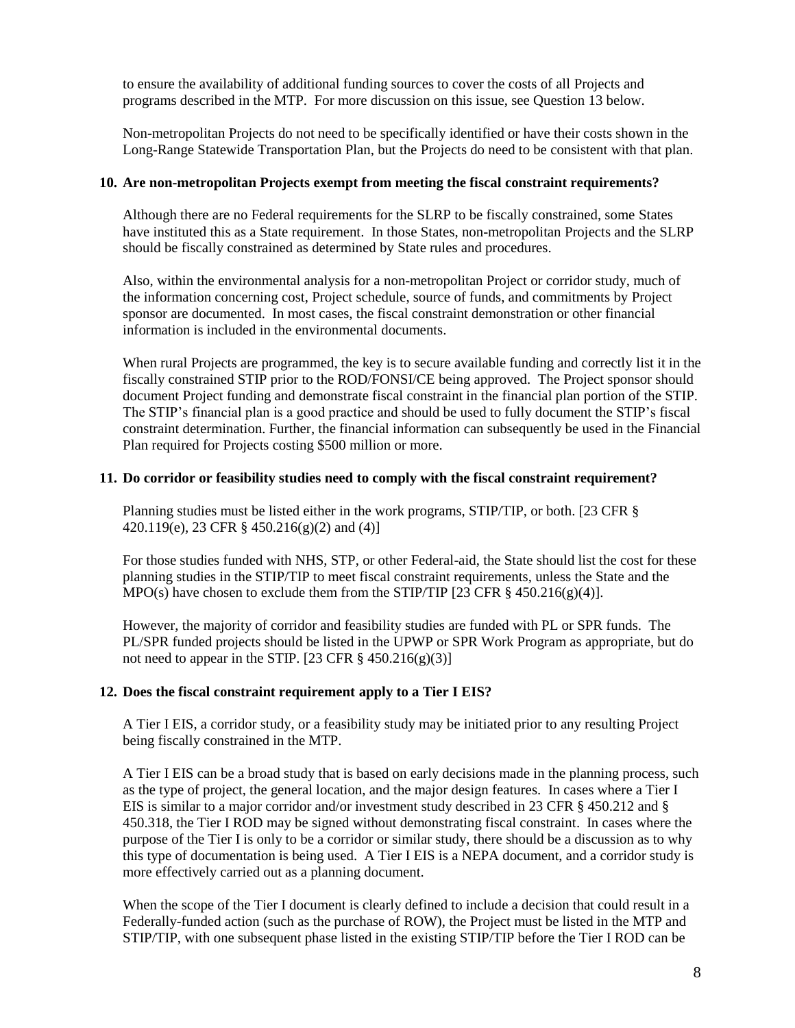to ensure the availability of additional funding sources to cover the costs of all Projects and programs described in the MTP. For more discussion on this issue, see Question 13 below.

Non-metropolitan Projects do not need to be specifically identified or have their costs shown in the Long-Range Statewide Transportation Plan, but the Projects do need to be consistent with that plan.

**10. Are non-metropolitan Projects exempt from meeting the fiscal constraint requirements?**

Although there are no Federal requirements for the SLRP to be fiscally constrained, some States have instituted this as a State requirement. In those States, non-metropolitan Projects and the SLRP should be fiscally constrained as determined by State rules and procedures.

Also, within the environmental analysis for a non-metropolitan Project or corridor study, much of the information concerning cost, Project schedule, source of funds, and commitments by Project sponsor are documented. In most cases, the fiscal constraint demonstration or other financial information is included in the environmental documents.

When rural Projects are programmed, the key is to secure available funding and correctly list it in the fiscally constrained STIP prior to the ROD/FONSI/CE being approved. The Project sponsor should document Project funding and demonstrate fiscal constraint in the financial plan portion of the STIP. The STIP's financial plan is a good practice and should be used to fully document the STIP's fiscal constraint determination. Further, the financial information can subsequently be used in the Financial Plan required for Projects costing $500 million or more.

**11. Do corridor or feasibility studies need to comply with the fiscal constraint requirement?**

Planning studies must be listed either in the work programs, STIP/TIP, or both. [23 CFR § 420.119(e), 23 CFR § 450.216(g)(2) and (4)]

For those studies funded with NHS, STP, or other Federal-aid, the State should list the cost for these planning studies in the STIP/TIP to meet fiscal constraint requirements, unless the State and the MPO(s) have chosen to exclude them from the STIP/TIP [23 CFR § 450.216(g)(4)].

However, the majority of corridor and feasibility studies are funded with PL or SPR funds. The PL/SPR funded projects should be listed in the UPWP or SPR Work Program as appropriate, but do not need to appear in the STIP. [23 CFR § 450.216(g)(3)]

**12. Does the fiscal constraint requirement apply to a Tier I EIS?**

A Tier I EIS, a corridor study, or a feasibility study may be initiated prior to any resulting Project being fiscally constrained in the MTP.

A Tier I EIS can be a broad study that is based on early decisions made in the planning process, such as the type of project, the general location, and the major design features. In cases where a Tier I EIS is similar to a major corridor and/or investment study described in 23 CFR § 450.212 and § 450.318, the Tier I ROD may be signed without demonstrating fiscal constraint. In cases where the purpose of the Tier I is only to be a corridor or similar study, there should be a discussion as to why this type of documentation is being used. A Tier I EIS is a NEPA document, and a corridor study is more effectively carried out as a planning document.

When the scope of the Tier I document is clearly defined to include a decision that could result in a Federally-funded action (such as the purchase of ROW), the Project must be listed in the MTP and STIP/TIP, with one subsequent phase listed in the existing STIP/TIP before the Tier I ROD can be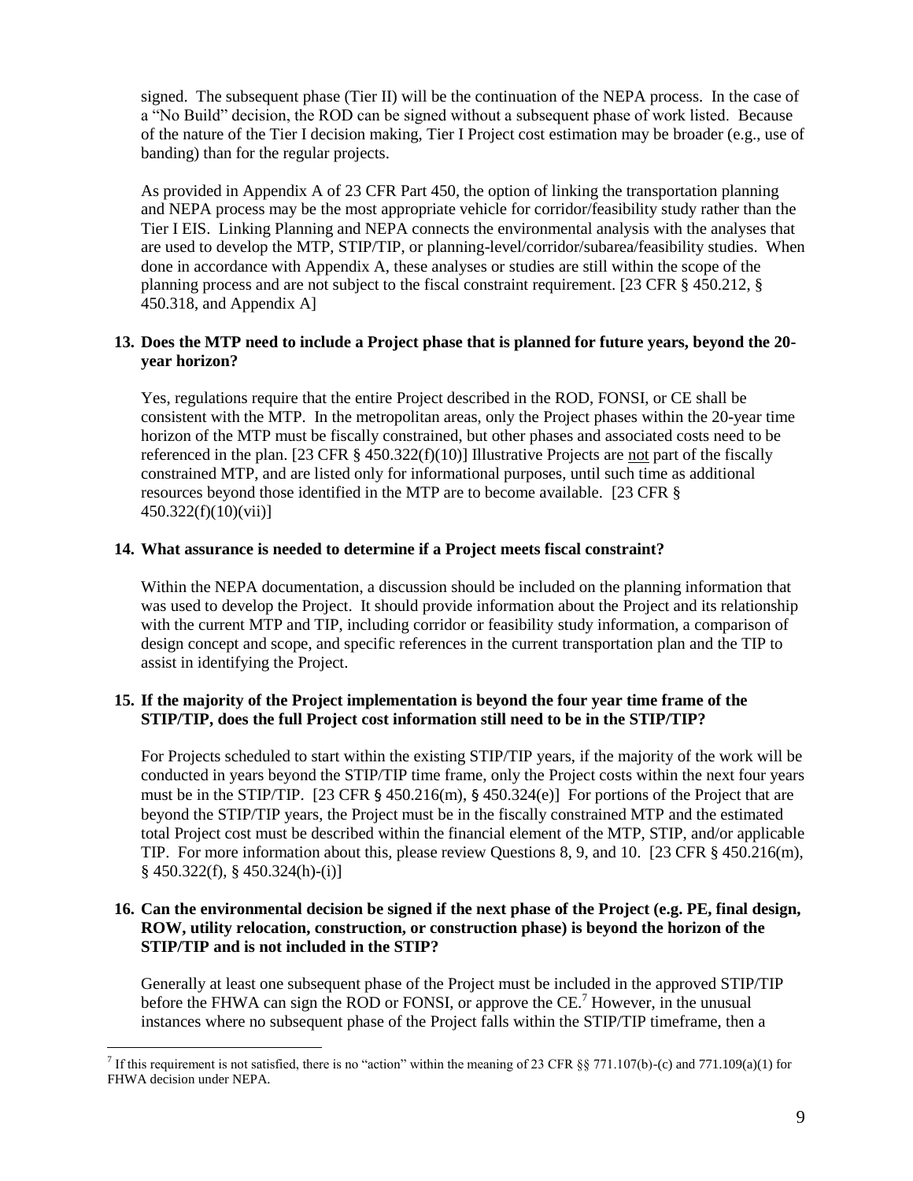signed. The subsequent phase (Tier II) will be the continuation of the NEPA process. In the case of a "No Build" decision, the ROD can be signed without a subsequent phase of work listed. Because of the nature of the Tier I decision making, Tier I Project cost estimation may be broader (e.g., use of banding) than for the regular projects.

As provided in Appendix A of 23 CFR Part 450, the option of linking the transportation planning and NEPA process may be the most appropriate vehicle for corridor/feasibility study rather than the Tier I EIS. Linking Planning and NEPA connects the environmental analysis with the analyses that are used to develop the MTP, STIP/TIP, or planning-level/corridor/subarea/feasibility studies. When done in accordance with Appendix A, these analyses or studies are still within the scope of the planning process and are not subject to the fiscal constraint requirement. [23 CFR § 450.212, § 450.318, and Appendix A]

**13. Does the MTP need to include a Project phase that is planned for future years, beyond the 20-year horizon?**

Yes, regulations require that the entire Project described in the ROD, FONSI, or CE shall be consistent with the MTP. In the metropolitan areas, only the Project phases within the 20-year time horizon of the MTP must be fiscally constrained, but other phases and associated costs need to be referenced in the plan. [23 CFR § 450.322(f)(10)] Illustrative Projects are not part of the fiscally constrained MTP, and are listed only for informational purposes, until such time as additional resources beyond those identified in the MTP are to become available. [23 CFR § 450.322(f)(10)(vii)]

**14. What assurance is needed to determine if a Project meets fiscal constraint?**

Within the NEPA documentation, a discussion should be included on the planning information that was used to develop the Project. It should provide information about the Project and its relationship with the current MTP and TIP, including corridor or feasibility study information, a comparison of design concept and scope, and specific references in the current transportation plan and the TIP to assist in identifying the Project.

**15. If the majority of the Project implementation is beyond the four year time frame of the STIP/TIP, does the full Project cost information still need to be in the STIP/TIP?**

For Projects scheduled to start within the existing STIP/TIP years, if the majority of the work will be conducted in years beyond the STIP/TIP time frame, only the Project costs within the next four years must be in the STIP/TIP. [23 CFR § 450.216(m), § 450.324(e)] For portions of the Project that are beyond the STIP/TIP years, the Project must be in the fiscally constrained MTP and the estimated total Project cost must be described within the financial element of the MTP, STIP, and/or applicable TIP. For more information about this, please review Questions 8, 9, and 10. [23 CFR § 450.216(m), § 450.322(f), § 450.324(h)-(i)]

**16. Can the environmental decision be signed if the next phase of the Project (e.g. PE, final design, ROW, utility relocation, construction, or construction phase) is beyond the horizon of the STIP/TIP and is not included in the STIP?**

Generally at least one subsequent phase of the Project must be included in the approved STIP/TIP before the FHWA can sign the ROD or FONSI, or approve the CE.[7] However, in the unusual instances where no subsequent phase of the Project falls within the STIP/TIP timeframe, then a

[7] If this requirement is not satisfied, there is no "action" within the meaning of 23 CFR §§ 771.107(b)-(c) and 771.109(a)(1) for FHWA decision under NEPA.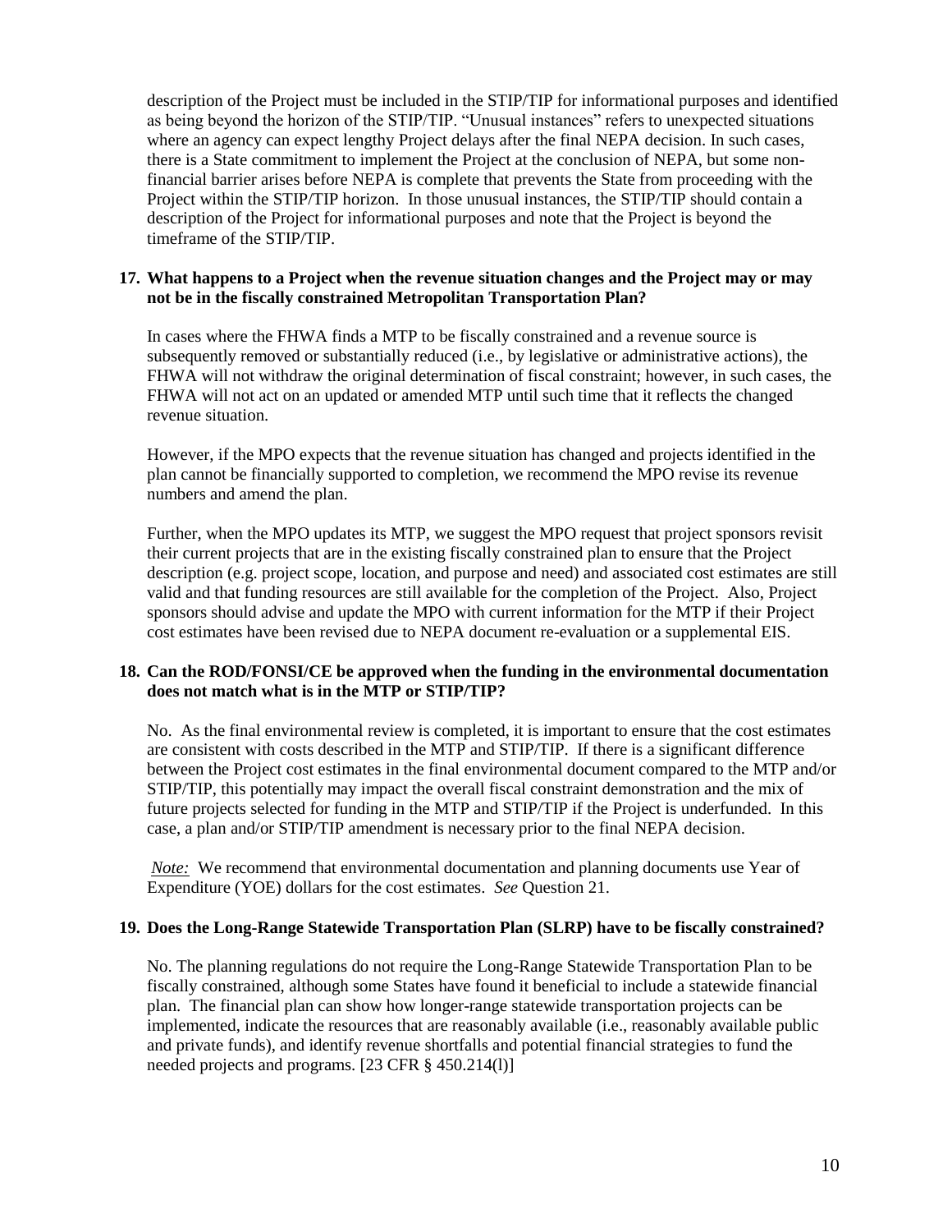description of the Project must be included in the STIP/TIP for informational purposes and identified as being beyond the horizon of the STIP/TIP. "Unusual instances" refers to unexpected situations where an agency can expect lengthy Project delays after the final NEPA decision. In such cases, there is a State commitment to implement the Project at the conclusion of NEPA, but some non-financial barrier arises before NEPA is complete that prevents the State from proceeding with the Project within the STIP/TIP horizon. In those unusual instances, the STIP/TIP should contain a description of the Project for informational purposes and note that the Project is beyond the timeframe of the STIP/TIP.

**17. What happens to a Project when the revenue situation changes and the Project may or may not be in the fiscally constrained Metropolitan Transportation Plan?**

In cases where the FHWA finds a MTP to be fiscally constrained and a revenue source is subsequently removed or substantially reduced (i.e., by legislative or administrative actions), the FHWA will not withdraw the original determination of fiscal constraint; however, in such cases, the FHWA will not act on an updated or amended MTP until such time that it reflects the changed revenue situation.

However, if the MPO expects that the revenue situation has changed and projects identified in the plan cannot be financially supported to completion, we recommend the MPO revise its revenue numbers and amend the plan.

Further, when the MPO updates its MTP, we suggest the MPO request that project sponsors revisit their current projects that are in the existing fiscally constrained plan to ensure that the Project description (e.g. project scope, location, and purpose and need) and associated cost estimates are still valid and that funding resources are still available for the completion of the Project. Also, Project sponsors should advise and update the MPO with current information for the MTP if their Project cost estimates have been revised due to NEPA document re-evaluation or a supplemental EIS.

**18. Can the ROD/FONSI/CE be approved when the funding in the environmental documentation does not match what is in the MTP or STIP/TIP?**

No. As the final environmental review is completed, it is important to ensure that the cost estimates are consistent with costs described in the MTP and STIP/TIP. If there is a significant difference between the Project cost estimates in the final environmental document compared to the MTP and/or STIP/TIP, this potentially may impact the overall fiscal constraint demonstration and the mix of future projects selected for funding in the MTP and STIP/TIP if the Project is underfunded. In this case, a plan and/or STIP/TIP amendment is necessary prior to the final NEPA decision.

*Note:* We recommend that environmental documentation and planning documents use Year of Expenditure (YOE) dollars for the cost estimates. *See* Question 21.

**19. Does the Long-Range Statewide Transportation Plan (SLRP) have to be fiscally constrained?**

No. The planning regulations do not require the Long-Range Statewide Transportation Plan to be fiscally constrained, although some States have found it beneficial to include a statewide financial plan. The financial plan can show how longer-range statewide transportation projects can be implemented, indicate the resources that are reasonably available (i.e., reasonably available public and private funds), and identify revenue shortfalls and potential financial strategies to fund the needed projects and programs. [23 CFR § 450.214(l)]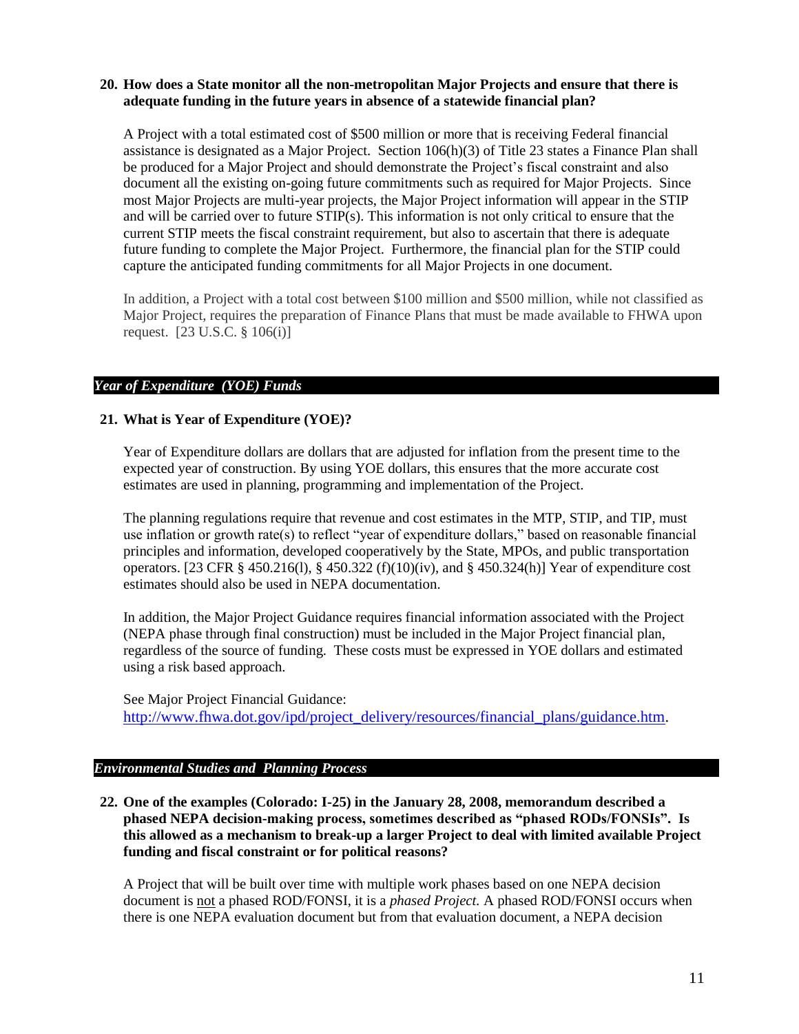**20. How does a State monitor all the non-metropolitan Major Projects and ensure that there is adequate funding in the future years in absence of a statewide financial plan?**

A Project with a total estimated cost of $500 million or more that is receiving Federal financial assistance is designated as a Major Project. Section 106(h)(3) of Title 23 states a Finance Plan shall be produced for a Major Project and should demonstrate the Project's fiscal constraint and also document all the existing on-going future commitments such as required for Major Projects. Since most Major Projects are multi-year projects, the Major Project information will appear in the STIP and will be carried over to future STIP(s). This information is not only critical to ensure that the current STIP meets the fiscal constraint requirement, but also to ascertain that there is adequate future funding to complete the Major Project. Furthermore, the financial plan for the STIP could capture the anticipated funding commitments for all Major Projects in one document.

In addition, a Project with a total cost between $100 million and $500 million, while not classified as Major Project, requires the preparation of Finance Plans that must be made available to FHWA upon request. [23 U.S.C. § 106(i)]

## *Year of Expenditure (YOE) Funds*

**21. What is Year of Expenditure (YOE)?**

Year of Expenditure dollars are dollars that are adjusted for inflation from the present time to the expected year of construction. By using YOE dollars, this ensures that the more accurate cost estimates are used in planning, programming and implementation of the Project.

The planning regulations require that revenue and cost estimates in the MTP, STIP, and TIP, must use inflation or growth rate(s) to reflect "year of expenditure dollars," based on reasonable financial principles and information, developed cooperatively by the State, MPOs, and public transportation operators. [23 CFR § 450.216(l), § 450.322 (f)(10)(iv), and § 450.324(h)] Year of expenditure cost estimates should also be used in NEPA documentation.

In addition, the Major Project Guidance requires financial information associated with the Project (NEPA phase through final construction) must be included in the Major Project financial plan, regardless of the source of funding. These costs must be expressed in YOE dollars and estimated using a risk based approach.

See Major Project Financial Guidance:
http://www.fhwa.dot.gov/ipd/project_delivery/resources/financial_plans/guidance.htm.

## *Environmental Studies and Planning Process*

**22. One of the examples (Colorado: I-25) in the January 28, 2008, memorandum described a phased NEPA decision-making process, sometimes described as "phased RODs/FONSIs". Is this allowed as a mechanism to break-up a larger Project to deal with limited available Project funding and fiscal constraint or for political reasons?**

A Project that will be built over time with multiple work phases based on one NEPA decision document is not a phased ROD/FONSI, it is a *phased Project.* A phased ROD/FONSI occurs when there is one NEPA evaluation document but from that evaluation document, a NEPA decision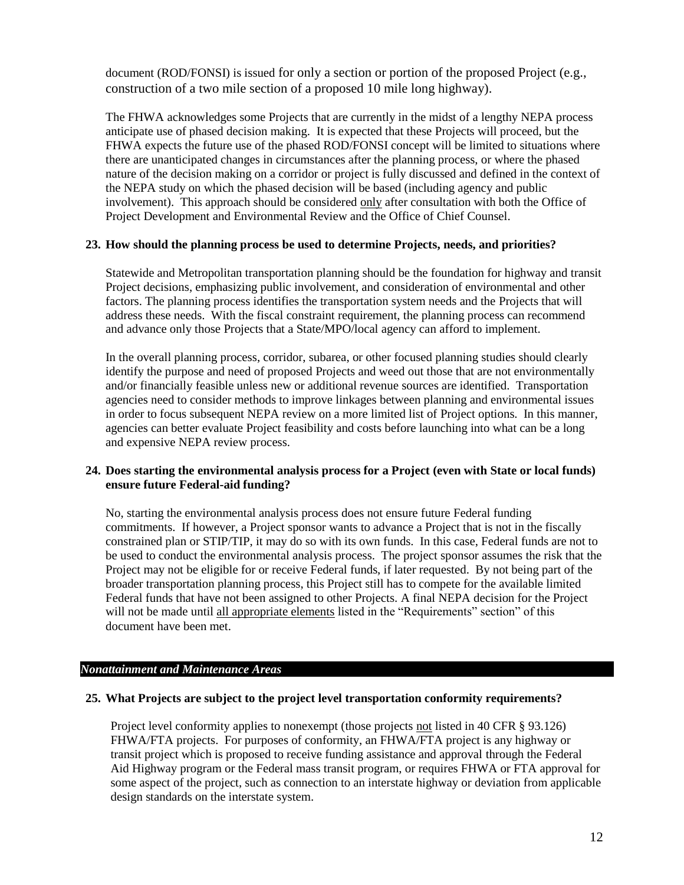document (ROD/FONSI) is issued for only a section or portion of the proposed Project (e.g., construction of a two mile section of a proposed 10 mile long highway).

The FHWA acknowledges some Projects that are currently in the midst of a lengthy NEPA process anticipate use of phased decision making. It is expected that these Projects will proceed, but the FHWA expects the future use of the phased ROD/FONSI concept will be limited to situations where there are unanticipated changes in circumstances after the planning process, or where the phased nature of the decision making on a corridor or project is fully discussed and defined in the context of the NEPA study on which the phased decision will be based (including agency and public involvement). This approach should be considered <u>only</u> after consultation with both the Office of Project Development and Environmental Review and the Office of Chief Counsel.

**23. How should the planning process be used to determine Projects, needs, and priorities?**

Statewide and Metropolitan transportation planning should be the foundation for highway and transit Project decisions, emphasizing public involvement, and consideration of environmental and other factors. The planning process identifies the transportation system needs and the Projects that will address these needs. With the fiscal constraint requirement, the planning process can recommend and advance only those Projects that a State/MPO/local agency can afford to implement.

In the overall planning process, corridor, subarea, or other focused planning studies should clearly identify the purpose and need of proposed Projects and weed out those that are not environmentally and/or financially feasible unless new or additional revenue sources are identified. Transportation agencies need to consider methods to improve linkages between planning and environmental issues in order to focus subsequent NEPA review on a more limited list of Project options. In this manner, agencies can better evaluate Project feasibility and costs before launching into what can be a long and expensive NEPA review process.

**24. Does starting the environmental analysis process for a Project (even with State or local funds) ensure future Federal-aid funding?**

No, starting the environmental analysis process does not ensure future Federal funding commitments. If however, a Project sponsor wants to advance a Project that is not in the fiscally constrained plan or STIP/TIP, it may do so with its own funds. In this case, Federal funds are not to be used to conduct the environmental analysis process. The project sponsor assumes the risk that the Project may not be eligible for or receive Federal funds, if later requested. By not being part of the broader transportation planning process, this Project still has to compete for the available limited Federal funds that have not been assigned to other Projects. A final NEPA decision for the Project will not be made until <u>all appropriate elements</u> listed in the "Requirements" section" of this document have been met.

## *Nonattainment and Maintenance Areas*

**25. What Projects are subject to the project level transportation conformity requirements?**

Project level conformity applies to nonexempt (those projects <u>not</u> listed in 40 CFR § 93.126) FHWA/FTA projects. For purposes of conformity, an FHWA/FTA project is any highway or transit project which is proposed to receive funding assistance and approval through the Federal Aid Highway program or the Federal mass transit program, or requires FHWA or FTA approval for some aspect of the project, such as connection to an interstate highway or deviation from applicable design standards on the interstate system.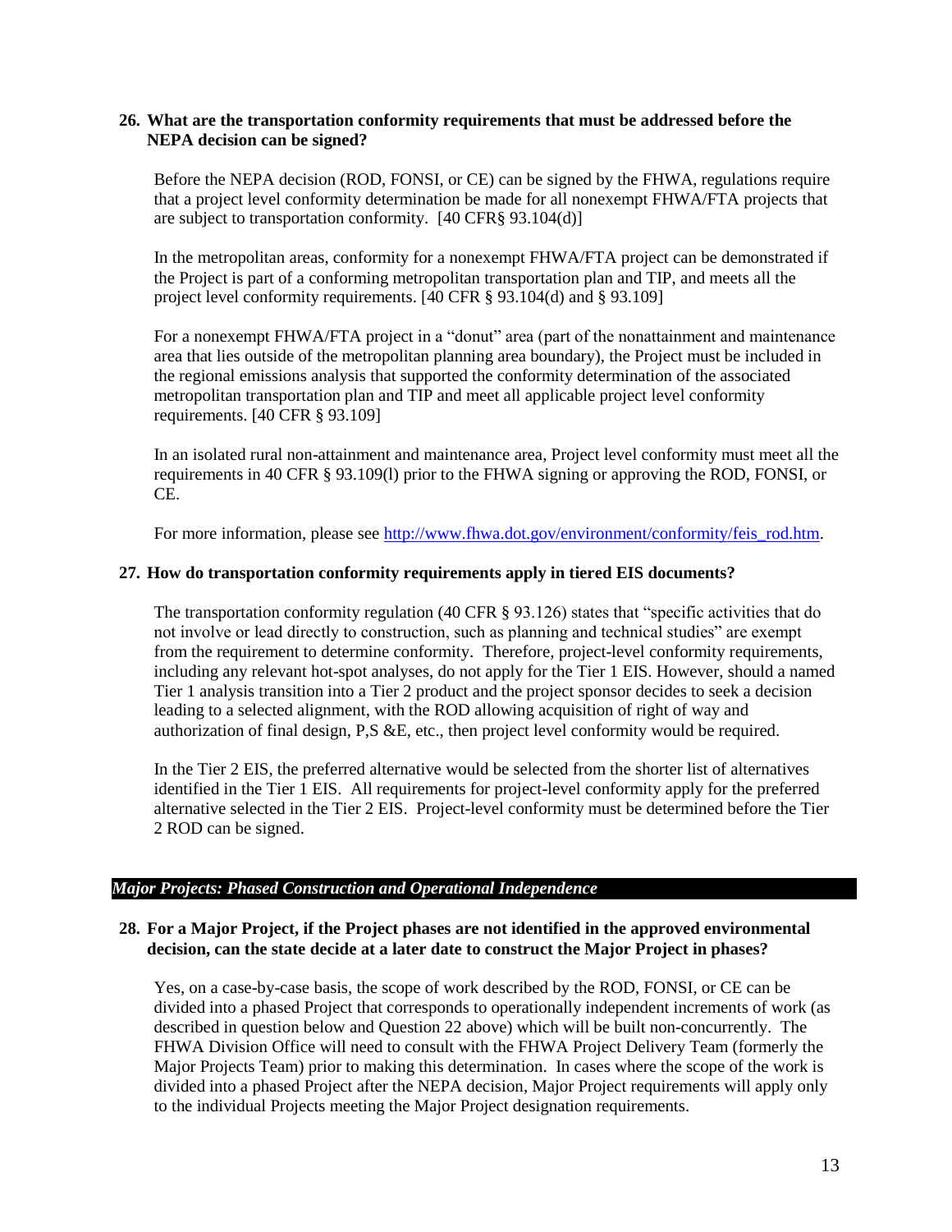**26. What are the transportation conformity requirements that must be addressed before the NEPA decision can be signed?**

Before the NEPA decision (ROD, FONSI, or CE) can be signed by the FHWA, regulations require that a project level conformity determination be made for all nonexempt FHWA/FTA projects that are subject to transportation conformity. [40 CFR§ 93.104(d)]

In the metropolitan areas, conformity for a nonexempt FHWA/FTA project can be demonstrated if the Project is part of a conforming metropolitan transportation plan and TIP, and meets all the project level conformity requirements. [40 CFR § 93.104(d) and § 93.109]

For a nonexempt FHWA/FTA project in a "donut" area (part of the nonattainment and maintenance area that lies outside of the metropolitan planning area boundary), the Project must be included in the regional emissions analysis that supported the conformity determination of the associated metropolitan transportation plan and TIP and meet all applicable project level conformity requirements. [40 CFR § 93.109]

In an isolated rural non-attainment and maintenance area, Project level conformity must meet all the requirements in 40 CFR § 93.109(l) prior to the FHWA signing or approving the ROD, FONSI, or CE.

For more information, please see http://www.fhwa.dot.gov/environment/conformity/feis_rod.htm.

**27. How do transportation conformity requirements apply in tiered EIS documents?**

The transportation conformity regulation (40 CFR § 93.126) states that "specific activities that do not involve or lead directly to construction, such as planning and technical studies" are exempt from the requirement to determine conformity. Therefore, project-level conformity requirements, including any relevant hot-spot analyses, do not apply for the Tier 1 EIS. However, should a named Tier 1 analysis transition into a Tier 2 product and the project sponsor decides to seek a decision leading to a selected alignment, with the ROD allowing acquisition of right of way and authorization of final design, P,S &E, etc., then project level conformity would be required.

In the Tier 2 EIS, the preferred alternative would be selected from the shorter list of alternatives identified in the Tier 1 EIS. All requirements for project-level conformity apply for the preferred alternative selected in the Tier 2 EIS. Project-level conformity must be determined before the Tier 2 ROD can be signed.

### *Major Projects: Phased Construction and Operational Independence*

**28. For a Major Project, if the Project phases are not identified in the approved environmental decision, can the state decide at a later date to construct the Major Project in phases?**

Yes, on a case-by-case basis, the scope of work described by the ROD, FONSI, or CE can be divided into a phased Project that corresponds to operationally independent increments of work (as described in question below and Question 22 above) which will be built non-concurrently. The FHWA Division Office will need to consult with the FHWA Project Delivery Team (formerly the Major Projects Team) prior to making this determination. In cases where the scope of the work is divided into a phased Project after the NEPA decision, Major Project requirements will apply only to the individual Projects meeting the Major Project designation requirements.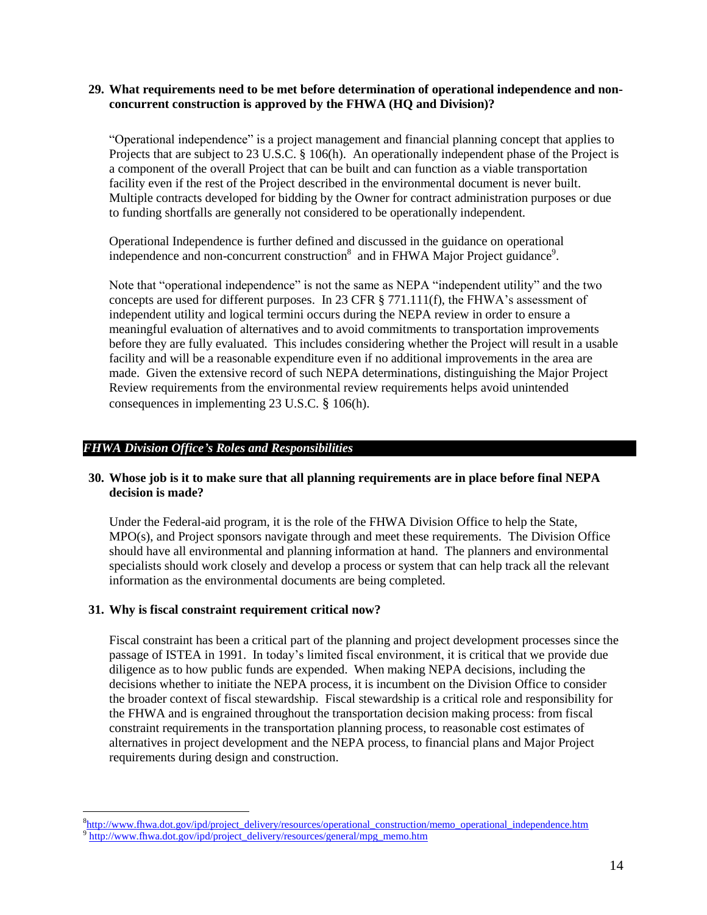**29. What requirements need to be met before determination of operational independence and non-concurrent construction is approved by the FHWA (HQ and Division)?**

"Operational independence" is a project management and financial planning concept that applies to Projects that are subject to 23 U.S.C. § 106(h). An operationally independent phase of the Project is a component of the overall Project that can be built and can function as a viable transportation facility even if the rest of the Project described in the environmental document is never built. Multiple contracts developed for bidding by the Owner for contract administration purposes or due to funding shortfalls are generally not considered to be operationally independent.

Operational Independence is further defined and discussed in the guidance on operational independence and non-concurrent construction[8] and in FHWA Major Project guidance[9].

Note that "operational independence" is not the same as NEPA "independent utility" and the two concepts are used for different purposes. In 23 CFR § 771.111(f), the FHWA's assessment of independent utility and logical termini occurs during the NEPA review in order to ensure a meaningful evaluation of alternatives and to avoid commitments to transportation improvements before they are fully evaluated. This includes considering whether the Project will result in a usable facility and will be a reasonable expenditure even if no additional improvements in the area are made. Given the extensive record of such NEPA determinations, distinguishing the Major Project Review requirements from the environmental review requirements helps avoid unintended consequences in implementing 23 U.S.C. § 106(h).

## *FHWA Division Office's Roles and Responsibilities*

**30. Whose job is it to make sure that all planning requirements are in place before final NEPA decision is made?**

Under the Federal-aid program, it is the role of the FHWA Division Office to help the State, MPO(s), and Project sponsors navigate through and meet these requirements. The Division Office should have all environmental and planning information at hand. The planners and environmental specialists should work closely and develop a process or system that can help track all the relevant information as the environmental documents are being completed.

**31. Why is fiscal constraint requirement critical now?**

Fiscal constraint has been a critical part of the planning and project development processes since the passage of ISTEA in 1991. In today's limited fiscal environment, it is critical that we provide due diligence as to how public funds are expended. When making NEPA decisions, including the decisions whether to initiate the NEPA process, it is incumbent on the Division Office to consider the broader context of fiscal stewardship. Fiscal stewardship is a critical role and responsibility for the FHWA and is engrained throughout the transportation decision making process: from fiscal constraint requirements in the transportation planning process, to reasonable cost estimates of alternatives in project development and the NEPA process, to financial plans and Major Project requirements during design and construction.

---

[8] http://www.fhwa.dot.gov/ipd/project_delivery/resources/operational_construction/memo_operational_independence.htm

[9] http://www.fhwa.dot.gov/ipd/project_delivery/resources/general/mpg_memo.htm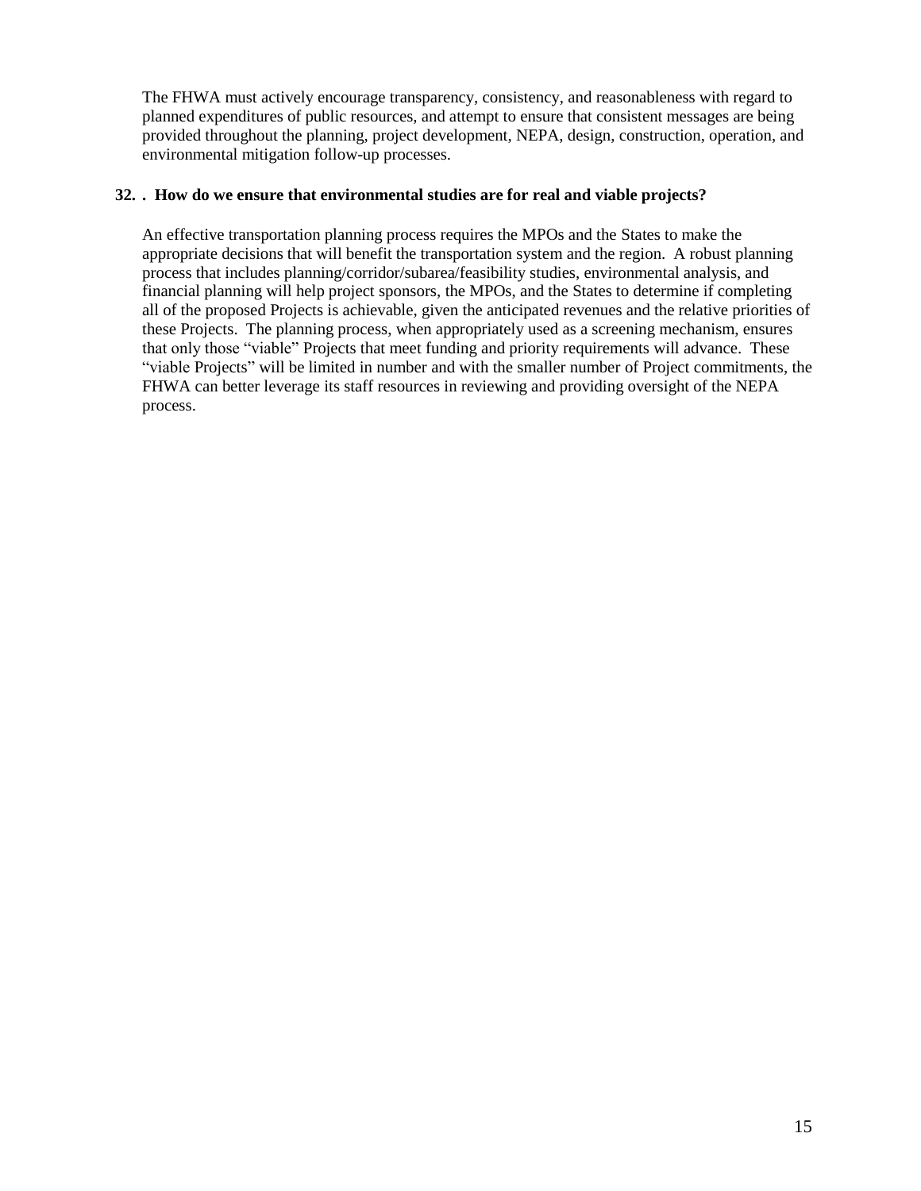The FHWA must actively encourage transparency, consistency, and reasonableness with regard to planned expenditures of public resources, and attempt to ensure that consistent messages are being provided throughout the planning, project development, NEPA, design, construction, operation, and environmental mitigation follow-up processes.

**32. . How do we ensure that environmental studies are for real and viable projects?**

An effective transportation planning process requires the MPOs and the States to make the appropriate decisions that will benefit the transportation system and the region. A robust planning process that includes planning/corridor/subarea/feasibility studies, environmental analysis, and financial planning will help project sponsors, the MPOs, and the States to determine if completing all of the proposed Projects is achievable, given the anticipated revenues and the relative priorities of these Projects. The planning process, when appropriately used as a screening mechanism, ensures that only those "viable" Projects that meet funding and priority requirements will advance. These "viable Projects" will be limited in number and with the smaller number of Project commitments, the FHWA can better leverage its staff resources in reviewing and providing oversight of the NEPA process.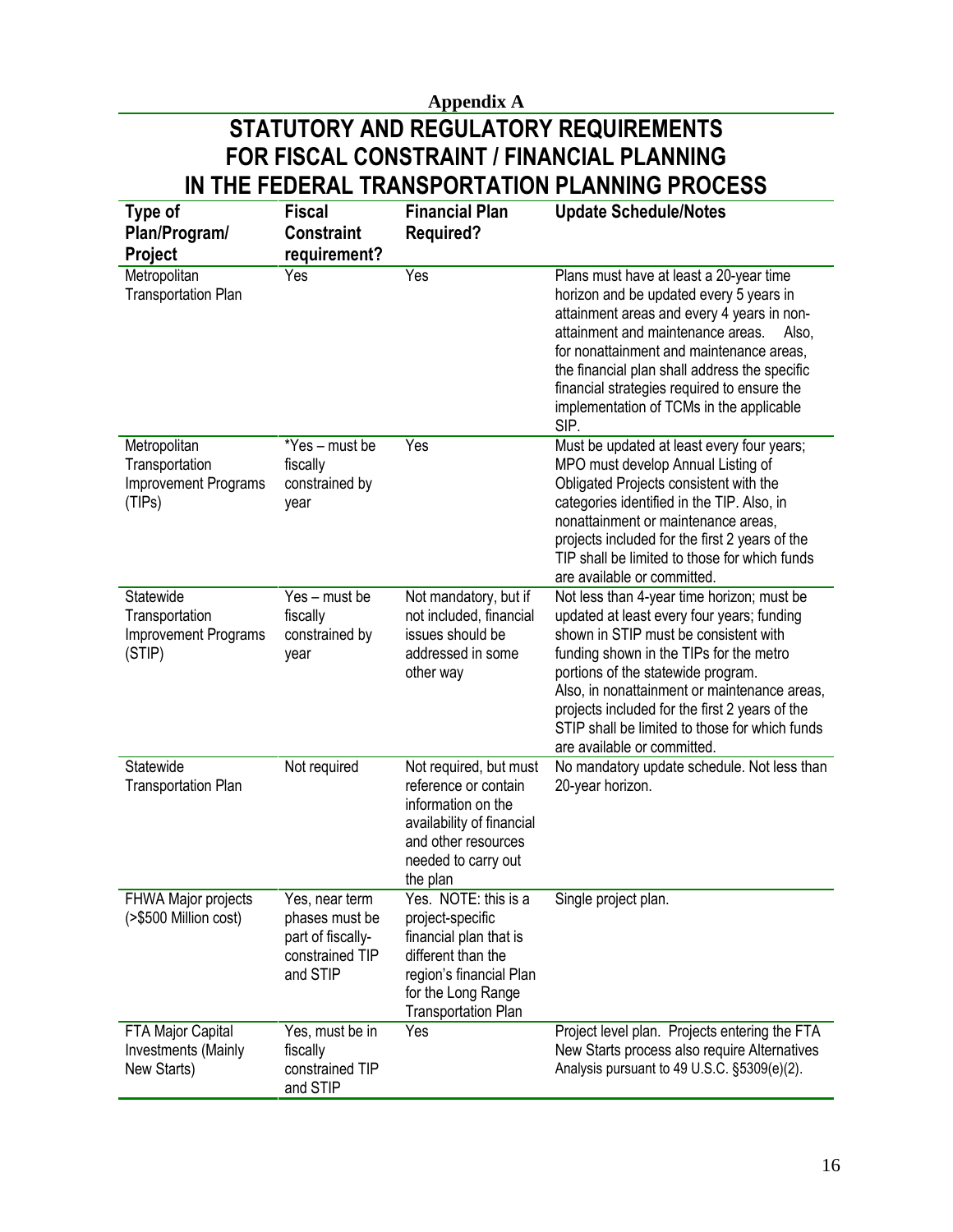**Appendix A**

# STATUTORY AND REGULATORY REQUIREMENTS FOR FISCAL CONSTRAINT / FINANCIAL PLANNING IN THE FEDERAL TRANSPORTATION PLANNING PROCESS

| Type of Plan/Program/ Project | Fiscal Constraint requirement? | Financial Plan Required? | Update Schedule/Notes |
|---|---|---|---|
| Metropolitan Transportation Plan | Yes | Yes | Plans must have at least a 20-year time horizon and be updated every 5 years in attainment areas and every 4 years in non-attainment and maintenance areas. Also, for nonattainment and maintenance areas, the financial plan shall address the specific financial strategies required to ensure the implementation of TCMs in the applicable SIP. |
| Metropolitan Transportation Improvement Programs (TIPs) | *Yes – must be fiscally constrained by year | Yes | Must be updated at least every four years; MPO must develop Annual Listing of Obligated Projects consistent with the categories identified in the TIP. Also, in nonattainment or maintenance areas, projects included for the first 2 years of the TIP shall be limited to those for which funds are available or committed. |
| Statewide Transportation Improvement Programs (STIP) | Yes – must be fiscally constrained by year | Not mandatory, but if not included, financial issues should be addressed in some other way | Not less than 4-year time horizon; must be updated at least every four years; funding shown in STIP must be consistent with funding shown in the TIPs for the metro portions of the statewide program. Also, in nonattainment or maintenance areas, projects included for the first 2 years of the STIP shall be limited to those for which funds are available or committed. |
| Statewide Transportation Plan | Not required | Not required, but must reference or contain information on the availability of financial and other resources needed to carry out the plan | No mandatory update schedule. Not less than 20-year horizon. |
| FHWA Major projects (>$500 Million cost) | Yes, near term phases must be part of fiscally-constrained TIP and STIP | Yes. NOTE: this is a project-specific financial plan that is different than the region's financial Plan for the Long Range Transportation Plan | Single project plan. |
| FTA Major Capital Investments (Mainly New Starts) | Yes, must be in fiscally constrained TIP and STIP | Yes | Project level plan. Projects entering the FTA New Starts process also require Alternatives Analysis pursuant to 49 U.S.C. §5309(e)(2). |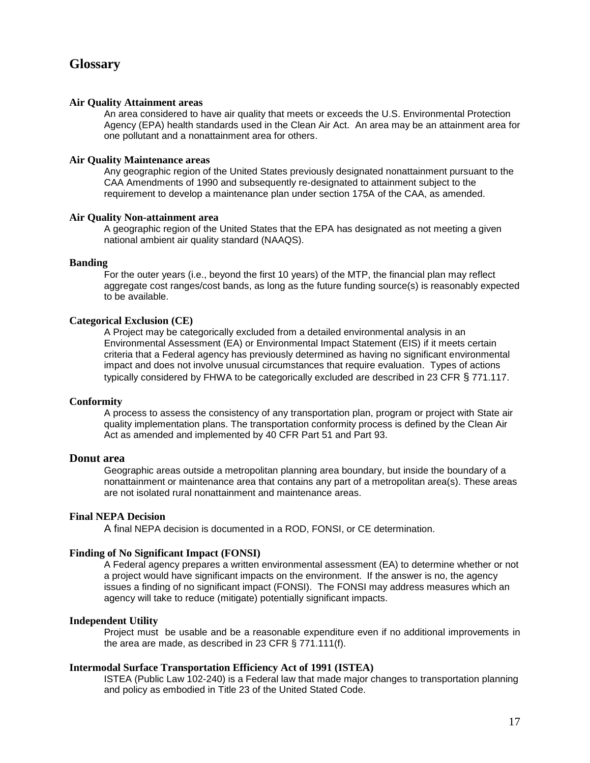## Glossary

### Air Quality Attainment areas

An area considered to have air quality that meets or exceeds the U.S. Environmental Protection Agency (EPA) health standards used in the Clean Air Act. An area may be an attainment area for one pollutant and a nonattainment area for others.

### Air Quality Maintenance areas

Any geographic region of the United States previously designated nonattainment pursuant to the CAA Amendments of 1990 and subsequently re-designated to attainment subject to the requirement to develop a maintenance plan under section 175A of the CAA, as amended.

### Air Quality Non-attainment area

A geographic region of the United States that the EPA has designated as not meeting a given national ambient air quality standard (NAAQS).

### Banding

For the outer years (i.e., beyond the first 10 years) of the MTP, the financial plan may reflect aggregate cost ranges/cost bands, as long as the future funding source(s) is reasonably expected to be available.

### Categorical Exclusion (CE)

A Project may be categorically excluded from a detailed environmental analysis in an Environmental Assessment (EA) or Environmental Impact Statement (EIS) if it meets certain criteria that a Federal agency has previously determined as having no significant environmental impact and does not involve unusual circumstances that require evaluation. Types of actions typically considered by FHWA to be categorically excluded are described in 23 CFR § 771.117.

### Conformity

A process to assess the consistency of any transportation plan, program or project with State air quality implementation plans. The transportation conformity process is defined by the Clean Air Act as amended and implemented by 40 CFR Part 51 and Part 93.

### Donut area

Geographic areas outside a metropolitan planning area boundary, but inside the boundary of a nonattainment or maintenance area that contains any part of a metropolitan area(s). These areas are not isolated rural nonattainment and maintenance areas.

### Final NEPA Decision

A final NEPA decision is documented in a ROD, FONSI, or CE determination.

### Finding of No Significant Impact (FONSI)

A Federal agency prepares a written environmental assessment (EA) to determine whether or not a project would have significant impacts on the environment. If the answer is no, the agency issues a finding of no significant impact (FONSI). The FONSI may address measures which an agency will take to reduce (mitigate) potentially significant impacts.

### Independent Utility

Project must be usable and be a reasonable expenditure even if no additional improvements in the area are made, as described in 23 CFR § 771.111(f).

### Intermodal Surface Transportation Efficiency Act of 1991 (ISTEA)

ISTEA (Public Law 102-240) is a Federal law that made major changes to transportation planning and policy as embodied in Title 23 of the United Stated Code.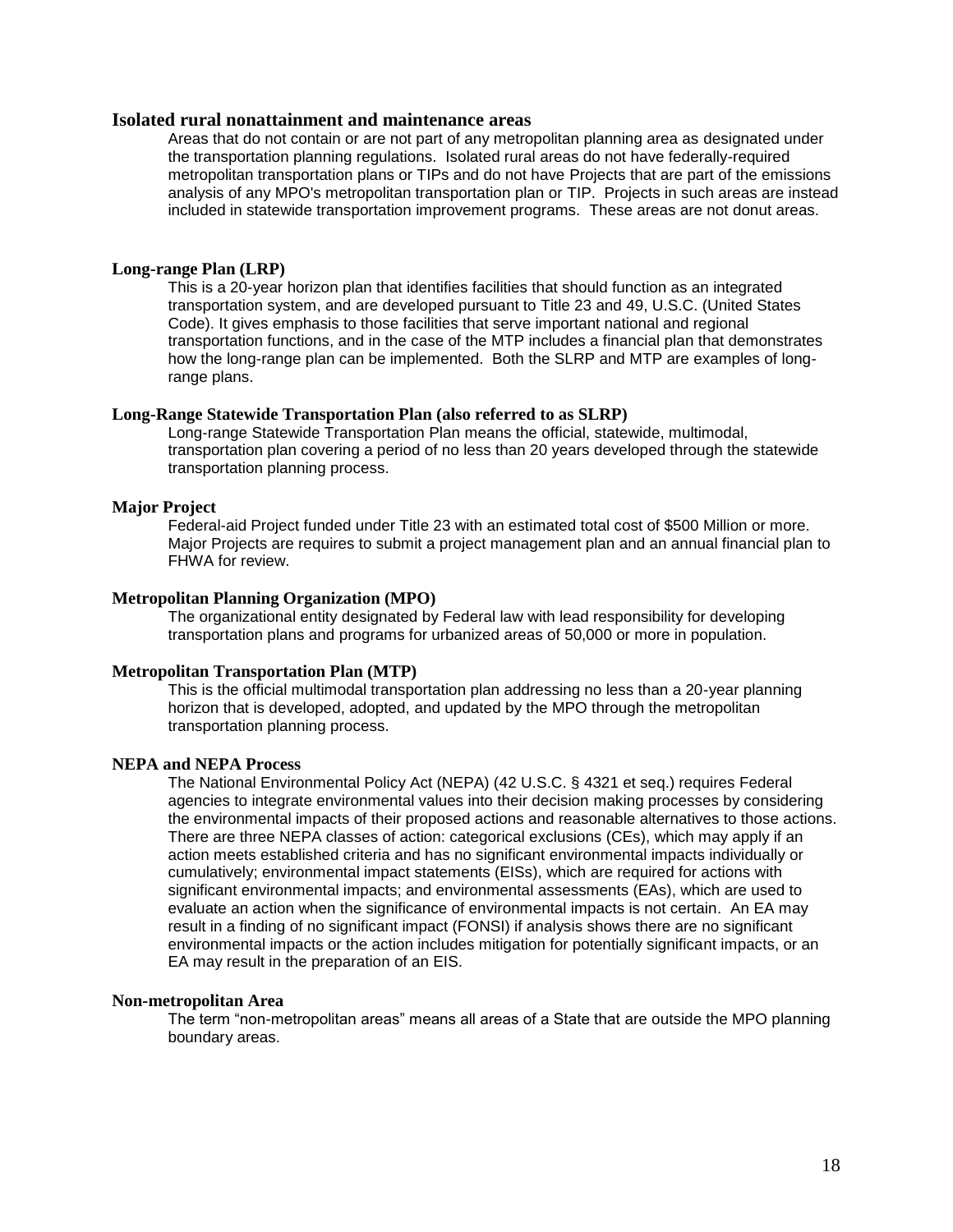### Isolated rural nonattainment and maintenance areas

Areas that do not contain or are not part of any metropolitan planning area as designated under the transportation planning regulations. Isolated rural areas do not have federally-required metropolitan transportation plans or TIPs and do not have Projects that are part of the emissions analysis of any MPO's metropolitan transportation plan or TIP. Projects in such areas are instead included in statewide transportation improvement programs. These areas are not donut areas.

### Long-range Plan (LRP)

This is a 20-year horizon plan that identifies facilities that should function as an integrated transportation system, and are developed pursuant to Title 23 and 49, U.S.C. (United States Code). It gives emphasis to those facilities that serve important national and regional transportation functions, and in the case of the MTP includes a financial plan that demonstrates how the long-range plan can be implemented. Both the SLRP and MTP are examples of long-range plans.

### Long-Range Statewide Transportation Plan (also referred to as SLRP)

Long-range Statewide Transportation Plan means the official, statewide, multimodal, transportation plan covering a period of no less than 20 years developed through the statewide transportation planning process.

### Major Project

Federal-aid Project funded under Title 23 with an estimated total cost of $500 Million or more. Major Projects are requires to submit a project management plan and an annual financial plan to FHWA for review.

### Metropolitan Planning Organization (MPO)

The organizational entity designated by Federal law with lead responsibility for developing transportation plans and programs for urbanized areas of 50,000 or more in population.

### Metropolitan Transportation Plan (MTP)

This is the official multimodal transportation plan addressing no less than a 20-year planning horizon that is developed, adopted, and updated by the MPO through the metropolitan transportation planning process.

### NEPA and NEPA Process

The National Environmental Policy Act (NEPA) (42 U.S.C. § 4321 et seq.) requires Federal agencies to integrate environmental values into their decision making processes by considering the environmental impacts of their proposed actions and reasonable alternatives to those actions. There are three NEPA classes of action: categorical exclusions (CEs), which may apply if an action meets established criteria and has no significant environmental impacts individually or cumulatively; environmental impact statements (EISs), which are required for actions with significant environmental impacts; and environmental assessments (EAs), which are used to evaluate an action when the significance of environmental impacts is not certain. An EA may result in a finding of no significant impact (FONSI) if analysis shows there are no significant environmental impacts or the action includes mitigation for potentially significant impacts, or an EA may result in the preparation of an EIS.

### Non-metropolitan Area

The term "non-metropolitan areas" means all areas of a State that are outside the MPO planning boundary areas.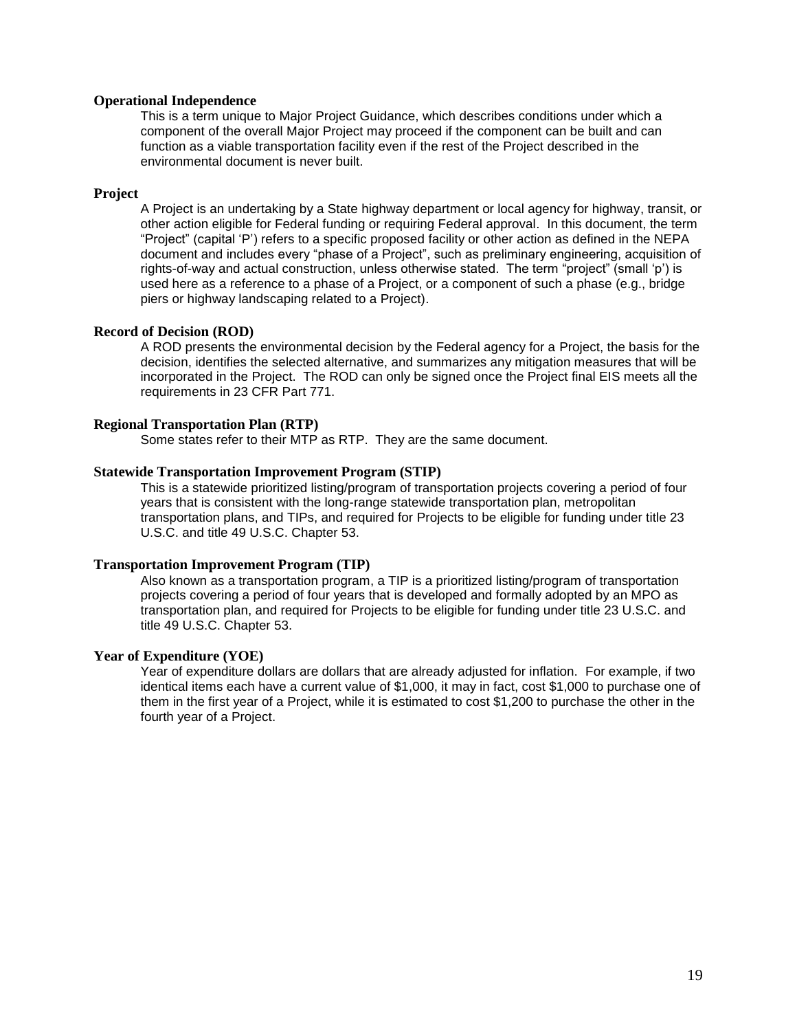### Operational Independence

This is a term unique to Major Project Guidance, which describes conditions under which a component of the overall Major Project may proceed if the component can be built and can function as a viable transportation facility even if the rest of the Project described in the environmental document is never built.

### Project

A Project is an undertaking by a State highway department or local agency for highway, transit, or other action eligible for Federal funding or requiring Federal approval. In this document, the term "Project" (capital 'P') refers to a specific proposed facility or other action as defined in the NEPA document and includes every "phase of a Project", such as preliminary engineering, acquisition of rights-of-way and actual construction, unless otherwise stated. The term "project" (small 'p') is used here as a reference to a phase of a Project, or a component of such a phase (e.g., bridge piers or highway landscaping related to a Project).

### Record of Decision (ROD)

A ROD presents the environmental decision by the Federal agency for a Project, the basis for the decision, identifies the selected alternative, and summarizes any mitigation measures that will be incorporated in the Project. The ROD can only be signed once the Project final EIS meets all the requirements in 23 CFR Part 771.

### Regional Transportation Plan (RTP)

Some states refer to their MTP as RTP. They are the same document.

### Statewide Transportation Improvement Program (STIP)

This is a statewide prioritized listing/program of transportation projects covering a period of four years that is consistent with the long-range statewide transportation plan, metropolitan transportation plans, and TIPs, and required for Projects to be eligible for funding under title 23 U.S.C. and title 49 U.S.C. Chapter 53.

### Transportation Improvement Program (TIP)

Also known as a transportation program, a TIP is a prioritized listing/program of transportation projects covering a period of four years that is developed and formally adopted by an MPO as transportation plan, and required for Projects to be eligible for funding under title 23 U.S.C. and title 49 U.S.C. Chapter 53.

### Year of Expenditure (YOE)

Year of expenditure dollars are dollars that are already adjusted for inflation. For example, if two identical items each have a current value of $1,000, it may in fact, cost $1,000 to purchase one of them in the first year of a Project, while it is estimated to cost $1,200 to purchase the other in the fourth year of a Project.